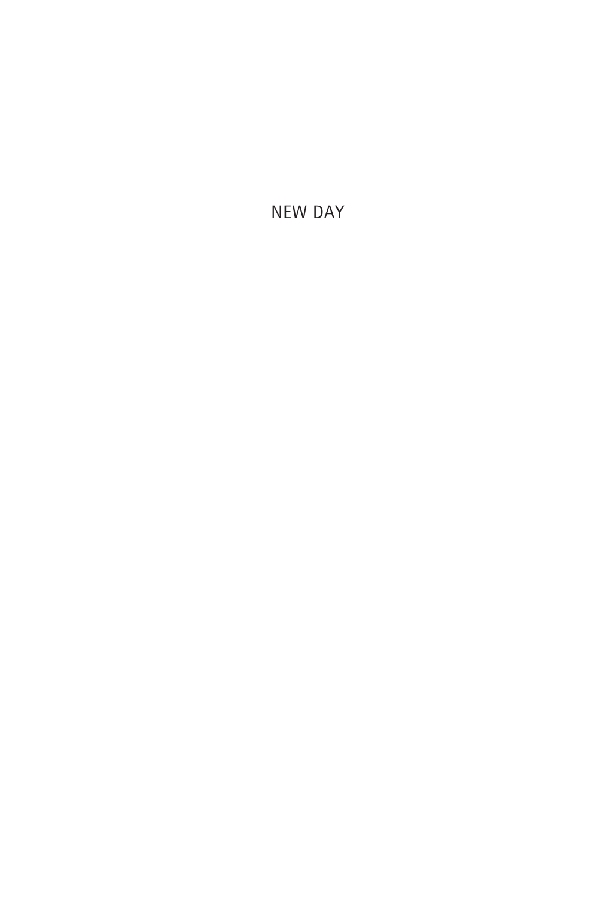# NEW DAY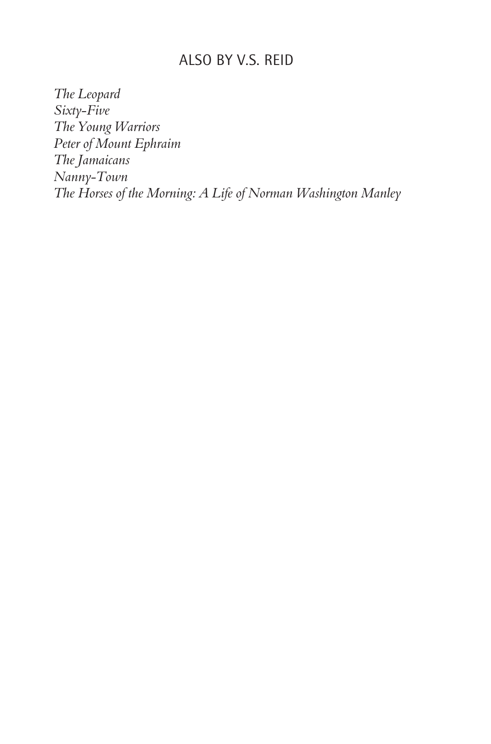## ALSO BY V.S. REID

*The Leopard*
*Sixty-Five*
*The Young Warriors*
*Peter of Mount Ephraim*
*The Jamaicans*
*Nanny-Town*
*The Horses of the Morning: A Life of Norman Washington Manley*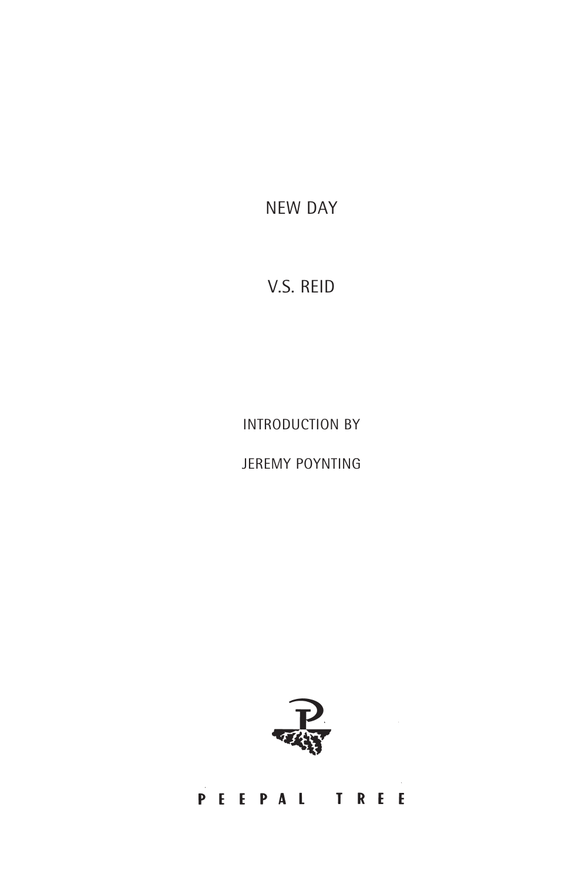# NEW DAY

V.S. REID

INTRODUCTION BY

JEREMY POYNTING

PEEPAL TREE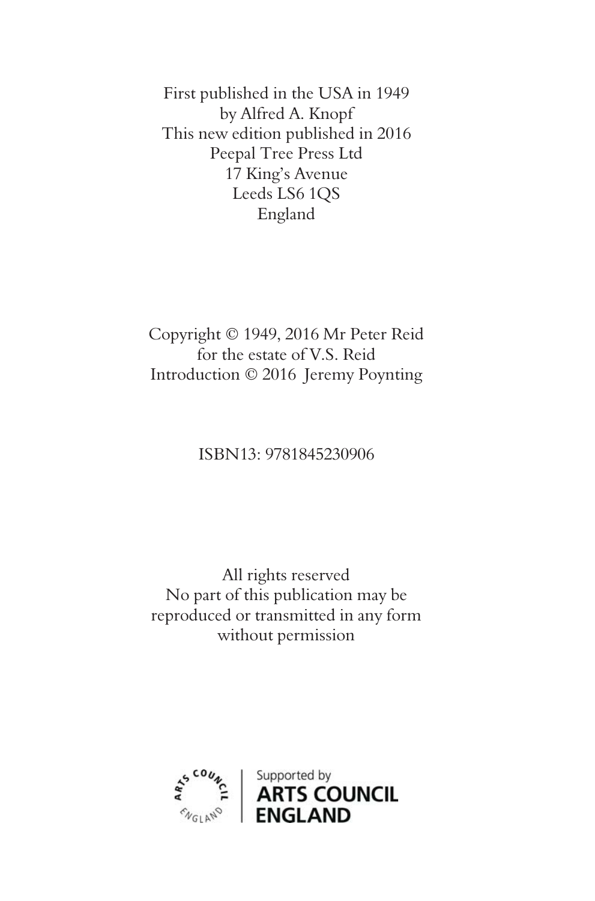First published in the USA in 1949
by Alfred A. Knopf
This new edition published in 2016
Peepal Tree Press Ltd
17 King's Avenue
Leeds LS6 1QS
England

Copyright © 1949, 2016 Mr Peter Reid
for the estate of V.S. Reid
Introduction © 2016 Jeremy Poynting

ISBN13: 9781845230906

All rights reserved
No part of this publication may be
reproduced or transmitted in any form
without permission

Supported by
ARTS COUNCIL
ENGLAND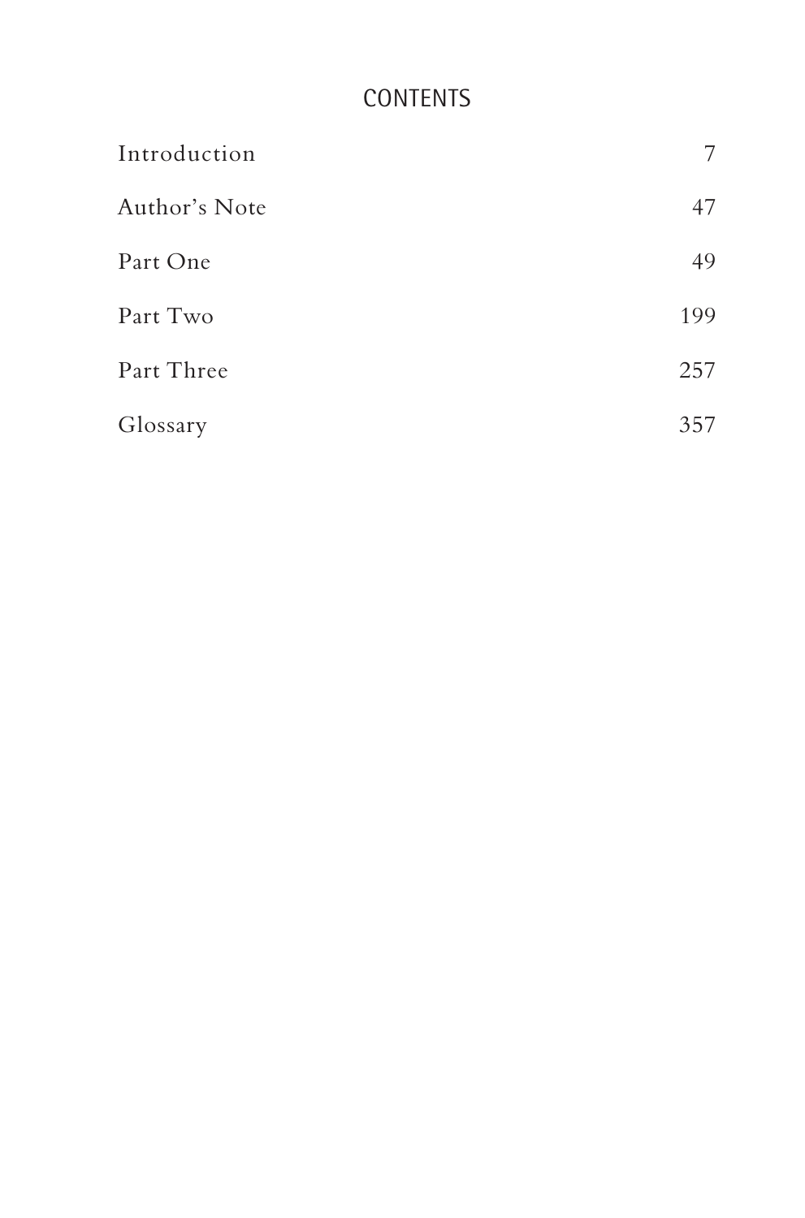# CONTENTS

| | |
|---|---|
| Introduction | 7 |
| Author's Note | 47 |
| Part One | 49 |
| Part Two | 199 |
| Part Three | 257 |
| Glossary | 357 |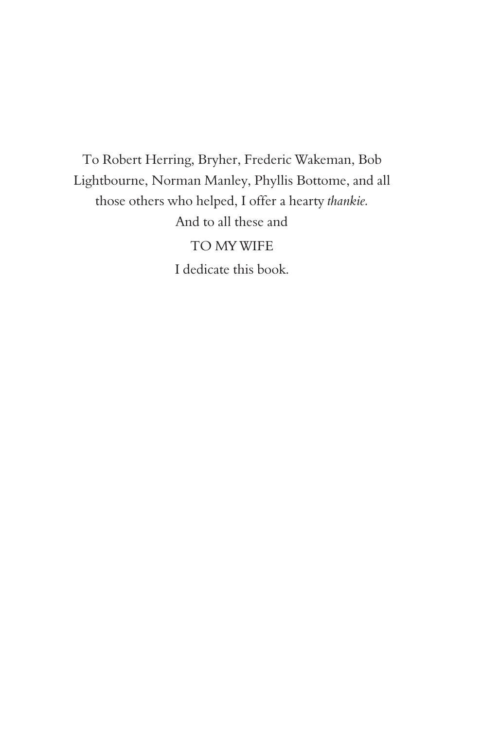To Robert Herring, Bryher, Frederic Wakeman, Bob Lightbourne, Norman Manley, Phyllis Bottome, and all those others who helped, I offer a hearty *thankie.*

And to all these and

TO MY WIFE

I dedicate this book.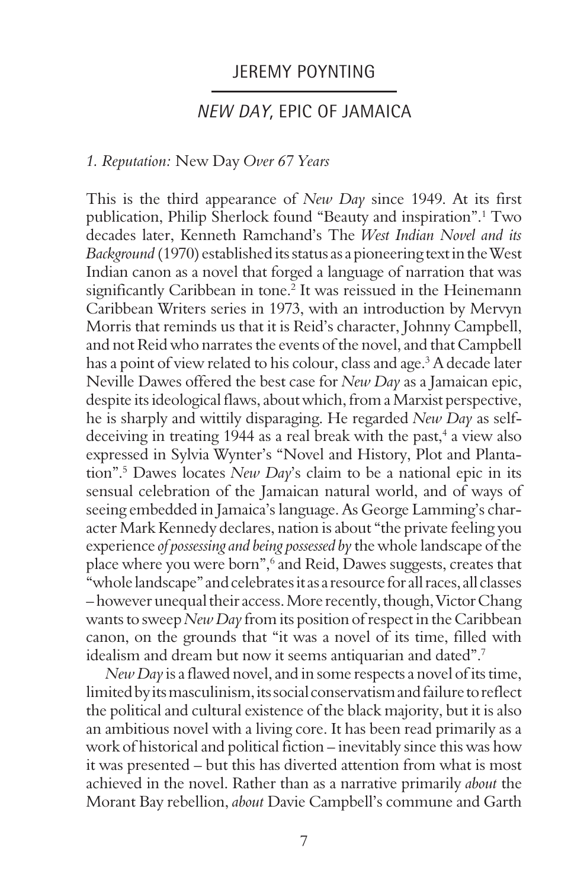# JEREMY POYNTING

## *NEW DAY*, EPIC OF JAMAICA

### *1. Reputation:* New Day *Over 67 Years*

This is the third appearance of *New Day* since 1949. At its first publication, Philip Sherlock found "Beauty and inspiration".[1] Two decades later, Kenneth Ramchand's The *West Indian Novel and its Background* (1970) established its status as a pioneering text in the West Indian canon as a novel that forged a language of narration that was significantly Caribbean in tone.[2] It was reissued in the Heinemann Caribbean Writers series in 1973, with an introduction by Mervyn Morris that reminds us that it is Reid's character, Johnny Campbell, and not Reid who narrates the events of the novel, and that Campbell has a point of view related to his colour, class and age.[3] A decade later Neville Dawes offered the best case for *New Day* as a Jamaican epic, despite its ideological flaws, about which, from a Marxist perspective, he is sharply and wittily disparaging. He regarded *New Day* as self-deceiving in treating 1944 as a real break with the past,[4] a view also expressed in Sylvia Wynter's "Novel and History, Plot and Plantation".[5] Dawes locates *New Day*'s claim to be a national epic in its sensual celebration of the Jamaican natural world, and of ways of seeing embedded in Jamaica's language. As George Lamming's character Mark Kennedy declares, nation is about "the private feeling you experience *of possessing and being possessed by* the whole landscape of the place where you were born",[6] and Reid, Dawes suggests, creates that "whole landscape" and celebrates it as a resource for all races, all classes – however unequal their access. More recently, though, Victor Chang wants to sweep *New Day* from its position of respect in the Caribbean canon, on the grounds that "it was a novel of its time, filled with idealism and dream but now it seems antiquarian and dated".[7]

*New Day* is a flawed novel, and in some respects a novel of its time, limited by its masculinism, its social conservatism and failure to reflect the political and cultural existence of the black majority, but it is also an ambitious novel with a living core. It has been read primarily as a work of historical and political fiction – inevitably since this was how it was presented – but this has diverted attention from what is most achieved in the novel. Rather than as a narrative primarily *about* the Morant Bay rebellion, *about* Davie Campbell's commune and Garth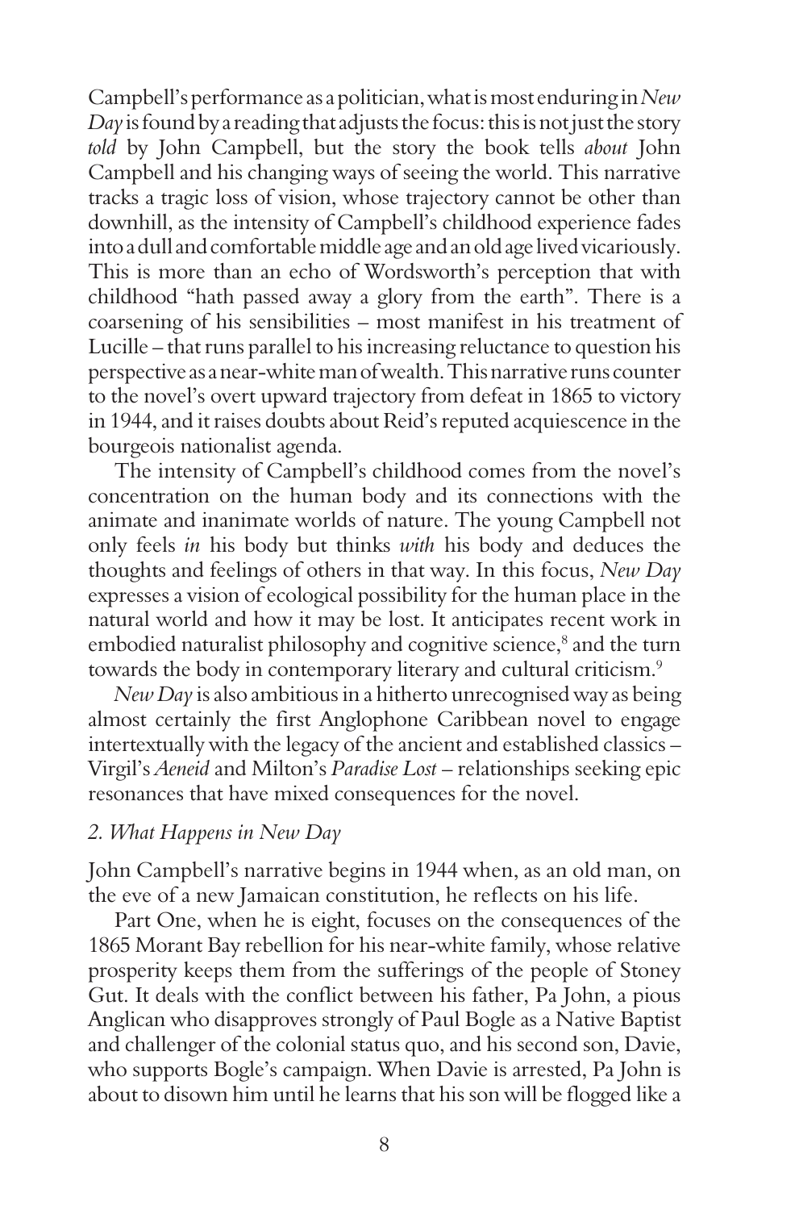Campbell's performance as a politician, what is most enduring in *New Day* is found by a reading that adjusts the focus: this is not just the story *told* by John Campbell, but the story the book tells *about* John Campbell and his changing ways of seeing the world. This narrative tracks a tragic loss of vision, whose trajectory cannot be other than downhill, as the intensity of Campbell's childhood experience fades into a dull and comfortable middle age and an old age lived vicariously. This is more than an echo of Wordsworth's perception that with childhood "hath passed away a glory from the earth". There is a coarsening of his sensibilities – most manifest in his treatment of Lucille – that runs parallel to his increasing reluctance to question his perspective as a near-white man of wealth. This narrative runs counter to the novel's overt upward trajectory from defeat in 1865 to victory in 1944, and it raises doubts about Reid's reputed acquiescence in the bourgeois nationalist agenda.

The intensity of Campbell's childhood comes from the novel's concentration on the human body and its connections with the animate and inanimate worlds of nature. The young Campbell not only feels *in* his body but thinks *with* his body and deduces the thoughts and feelings of others in that way. In this focus, *New Day* expresses a vision of ecological possibility for the human place in the natural world and how it may be lost. It anticipates recent work in embodied naturalist philosophy and cognitive science,[8] and the turn towards the body in contemporary literary and cultural criticism.[9]

*New Day* is also ambitious in a hitherto unrecognised way as being almost certainly the first Anglophone Caribbean novel to engage intertextually with the legacy of the ancient and established classics – Virgil's *Aeneid* and Milton's *Paradise Lost* – relationships seeking epic resonances that have mixed consequences for the novel.

### *2. What Happens in New Day*

John Campbell's narrative begins in 1944 when, as an old man, on the eve of a new Jamaican constitution, he reflects on his life.

Part One, when he is eight, focuses on the consequences of the 1865 Morant Bay rebellion for his near-white family, whose relative prosperity keeps them from the sufferings of the people of Stoney Gut. It deals with the conflict between his father, Pa John, a pious Anglican who disapproves strongly of Paul Bogle as a Native Baptist and challenger of the colonial status quo, and his second son, Davie, who supports Bogle's campaign. When Davie is arrested, Pa John is about to disown him until he learns that his son will be flogged like a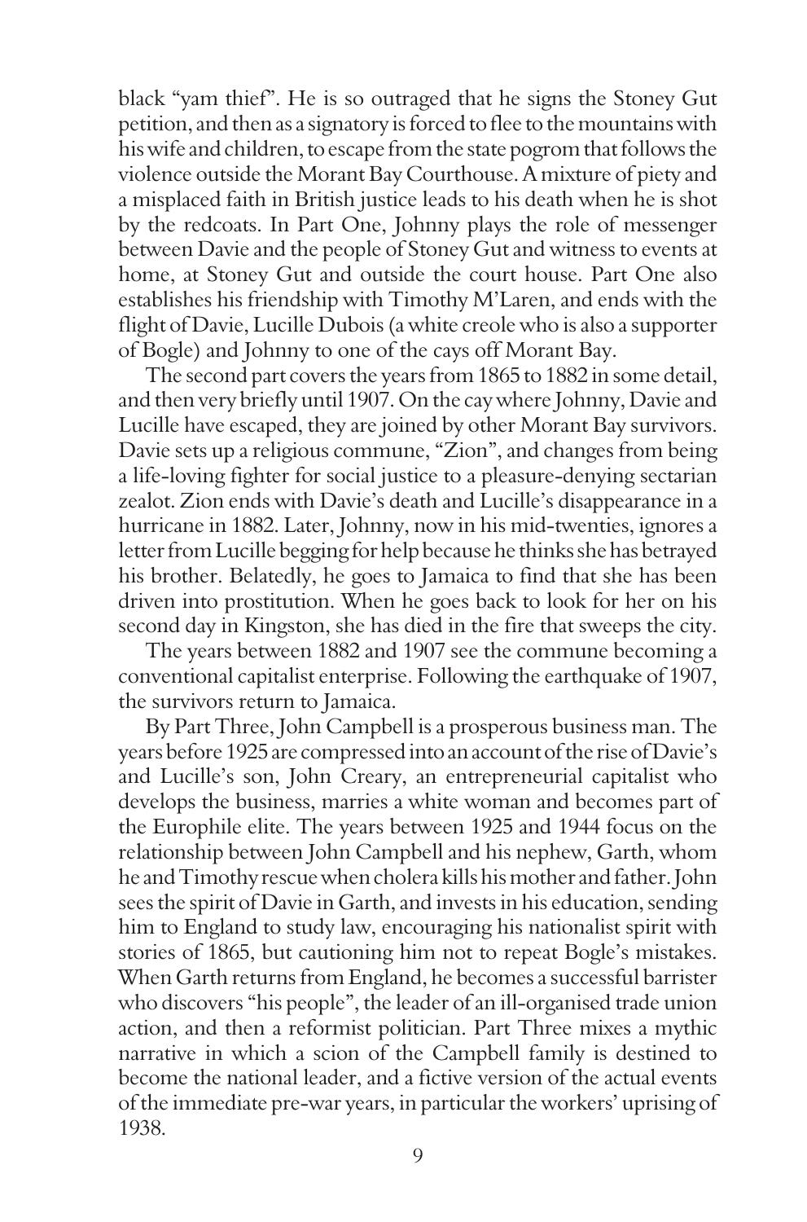black "yam thief". He is so outraged that he signs the Stoney Gut petition, and then as a signatory is forced to flee to the mountains with his wife and children, to escape from the state pogrom that follows the violence outside the Morant Bay Courthouse. A mixture of piety and a misplaced faith in British justice leads to his death when he is shot by the redcoats. In Part One, Johnny plays the role of messenger between Davie and the people of Stoney Gut and witness to events at home, at Stoney Gut and outside the court house. Part One also establishes his friendship with Timothy M'Laren, and ends with the flight of Davie, Lucille Dubois (a white creole who is also a supporter of Bogle) and Johnny to one of the cays off Morant Bay.

The second part covers the years from 1865 to 1882 in some detail, and then very briefly until 1907. On the cay where Johnny, Davie and Lucille have escaped, they are joined by other Morant Bay survivors. Davie sets up a religious commune, "Zion", and changes from being a life-loving fighter for social justice to a pleasure-denying sectarian zealot. Zion ends with Davie's death and Lucille's disappearance in a hurricane in 1882. Later, Johnny, now in his mid-twenties, ignores a letter from Lucille begging for help because he thinks she has betrayed his brother. Belatedly, he goes to Jamaica to find that she has been driven into prostitution. When he goes back to look for her on his second day in Kingston, she has died in the fire that sweeps the city.

The years between 1882 and 1907 see the commune becoming a conventional capitalist enterprise. Following the earthquake of 1907, the survivors return to Jamaica.

By Part Three, John Campbell is a prosperous business man. The years before 1925 are compressed into an account of the rise of Davie's and Lucille's son, John Creary, an entrepreneurial capitalist who develops the business, marries a white woman and becomes part of the Europhile elite. The years between 1925 and 1944 focus on the relationship between John Campbell and his nephew, Garth, whom he and Timothy rescue when cholera kills his mother and father. John sees the spirit of Davie in Garth, and invests in his education, sending him to England to study law, encouraging his nationalist spirit with stories of 1865, but cautioning him not to repeat Bogle's mistakes. When Garth returns from England, he becomes a successful barrister who discovers "his people", the leader of an ill-organised trade union action, and then a reformist politician. Part Three mixes a mythic narrative in which a scion of the Campbell family is destined to become the national leader, and a fictive version of the actual events of the immediate pre-war years, in particular the workers' uprising of 1938.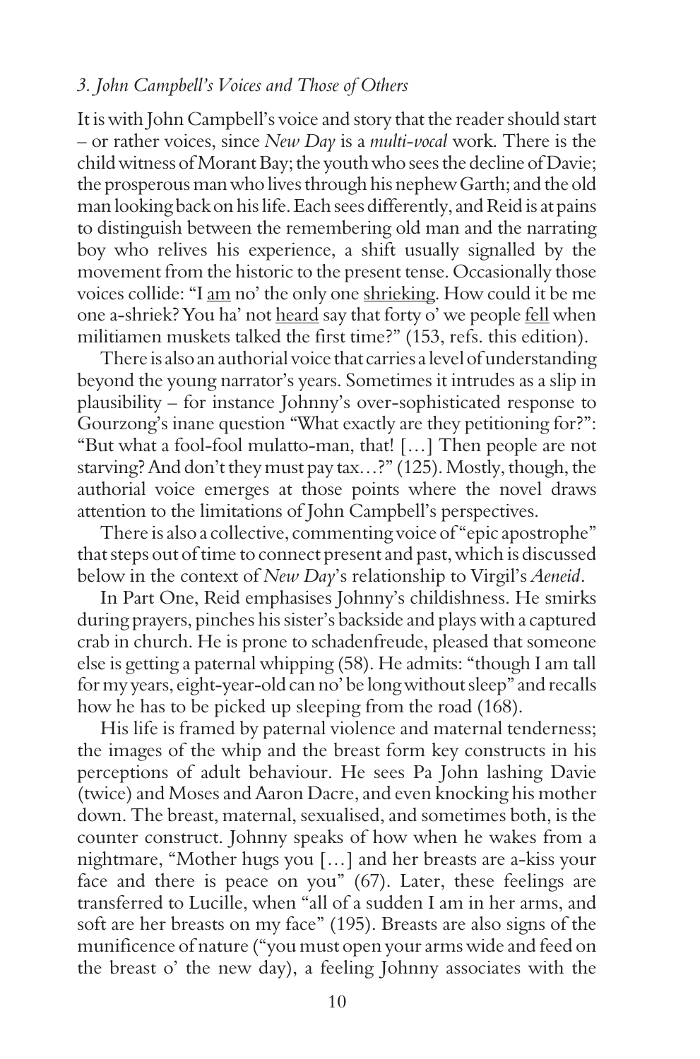### *3. John Campbell's Voices and Those of Others*

It is with John Campbell's voice and story that the reader should start – or rather voices, since *New Day* is a *multi-vocal* work. There is the child witness of Morant Bay; the youth who sees the decline of Davie; the prosperous man who lives through his nephew Garth; and the old man looking back on his life. Each sees differently, and Reid is at pains to distinguish between the remembering old man and the narrating boy who relives his experience, a shift usually signalled by the movement from the historic to the present tense. Occasionally those voices collide: "I <u>am</u> no' the only one <u>shrieking</u>. How could it be me one a-shriek? You ha' not <u>heard</u> say that forty o' we people <u>fell</u> when militiamen muskets talked the first time?" (153, refs. this edition).

There is also an authorial voice that carries a level of understanding beyond the young narrator's years. Sometimes it intrudes as a slip in plausibility – for instance Johnny's over-sophisticated response to Gourzong's inane question "What exactly are they petitioning for?": "But what a fool-fool mulatto-man, that! […] Then people are not starving? And don't they must pay tax…?" (125). Mostly, though, the authorial voice emerges at those points where the novel draws attention to the limitations of John Campbell's perspectives.

There is also a collective, commenting voice of "epic apostrophe" that steps out of time to connect present and past, which is discussed below in the context of *New Day*'s relationship to Virgil's *Aeneid*.

In Part One, Reid emphasises Johnny's childishness. He smirks during prayers, pinches his sister's backside and plays with a captured crab in church. He is prone to schadenfreude, pleased that someone else is getting a paternal whipping (58). He admits: "though I am tall for my years, eight-year-old can no' be long without sleep" and recalls how he has to be picked up sleeping from the road (168).

His life is framed by paternal violence and maternal tenderness; the images of the whip and the breast form key constructs in his perceptions of adult behaviour. He sees Pa John lashing Davie (twice) and Moses and Aaron Dacre, and even knocking his mother down. The breast, maternal, sexualised, and sometimes both, is the counter construct. Johnny speaks of how when he wakes from a nightmare, "Mother hugs you […] and her breasts are a-kiss your face and there is peace on you" (67). Later, these feelings are transferred to Lucille, when "all of a sudden I am in her arms, and soft are her breasts on my face" (195). Breasts are also signs of the munificence of nature ("you must open your arms wide and feed on the breast o' the new day), a feeling Johnny associates with the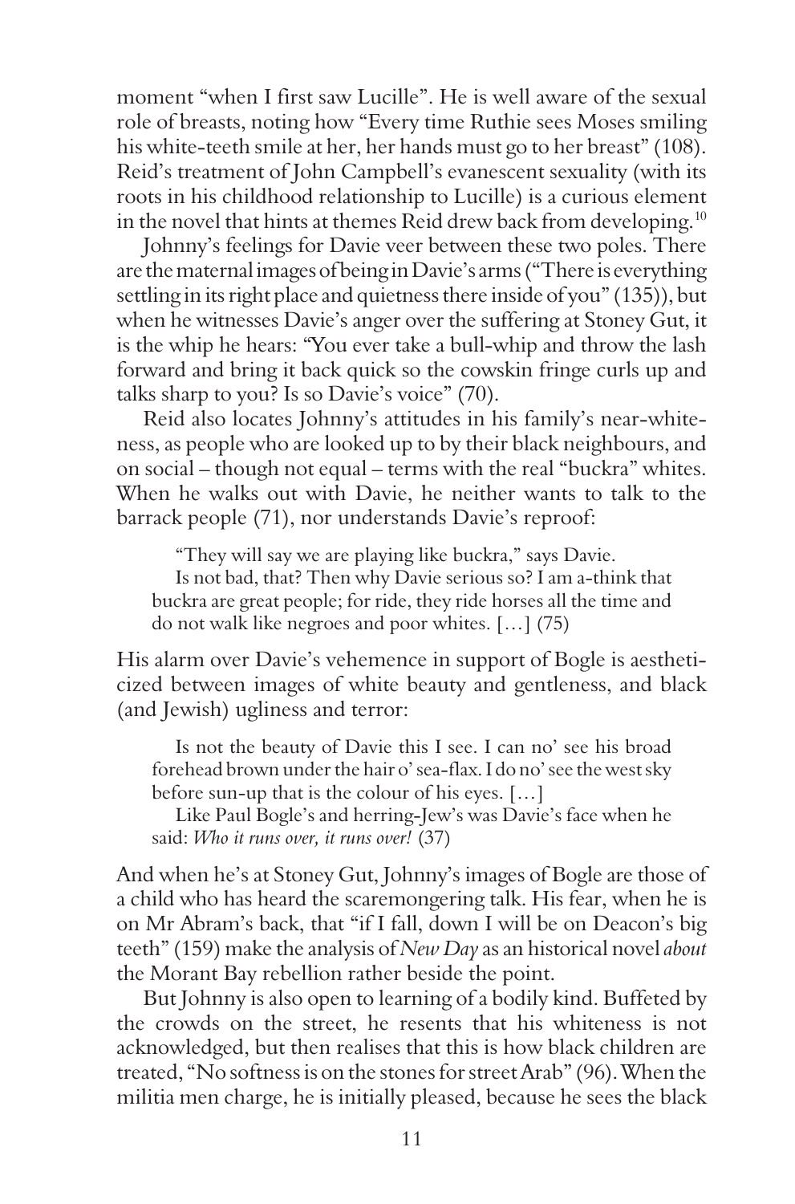moment "when I first saw Lucille". He is well aware of the sexual role of breasts, noting how "Every time Ruthie sees Moses smiling his white-teeth smile at her, her hands must go to her breast" (108). Reid's treatment of John Campbell's evanescent sexuality (with its roots in his childhood relationship to Lucille) is a curious element in the novel that hints at themes Reid drew back from developing.[10]

Johnny's feelings for Davie veer between these two poles. There are the maternal images of being in Davie's arms ("There is everything settling in its right place and quietness there inside of you" (135)), but when he witnesses Davie's anger over the suffering at Stoney Gut, it is the whip he hears: "You ever take a bull-whip and throw the lash forward and bring it back quick so the cowskin fringe curls up and talks sharp to you? Is so Davie's voice" (70).

Reid also locates Johnny's attitudes in his family's near-whiteness, as people who are looked up to by their black neighbours, and on social – though not equal – terms with the real "buckra" whites. When he walks out with Davie, he neither wants to talk to the barrack people (71), nor understands Davie's reproof:

> "They will say we are playing like buckra," says Davie.
>
> Is not bad, that? Then why Davie serious so? I am a-think that buckra are great people; for ride, they ride horses all the time and do not walk like negroes and poor whites. […] (75)

His alarm over Davie's vehemence in support of Bogle is aestheticized between images of white beauty and gentleness, and black (and Jewish) ugliness and terror:

> Is not the beauty of Davie this I see. I can no' see his broad forehead brown under the hair o' sea-flax. I do no' see the west sky before sun-up that is the colour of his eyes. […]
>
> Like Paul Bogle's and herring-Jew's was Davie's face when he said: *Who it runs over, it runs over!* (37)

And when he's at Stoney Gut, Johnny's images of Bogle are those of a child who has heard the scaremongering talk. His fear, when he is on Mr Abram's back, that "if I fall, down I will be on Deacon's big teeth" (159) make the analysis of *New Day* as an historical novel *about* the Morant Bay rebellion rather beside the point.

But Johnny is also open to learning of a bodily kind. Buffeted by the crowds on the street, he resents that his whiteness is not acknowledged, but then realises that this is how black children are treated, "No softness is on the stones for street Arab" (96). When the militia men charge, he is initially pleased, because he sees the black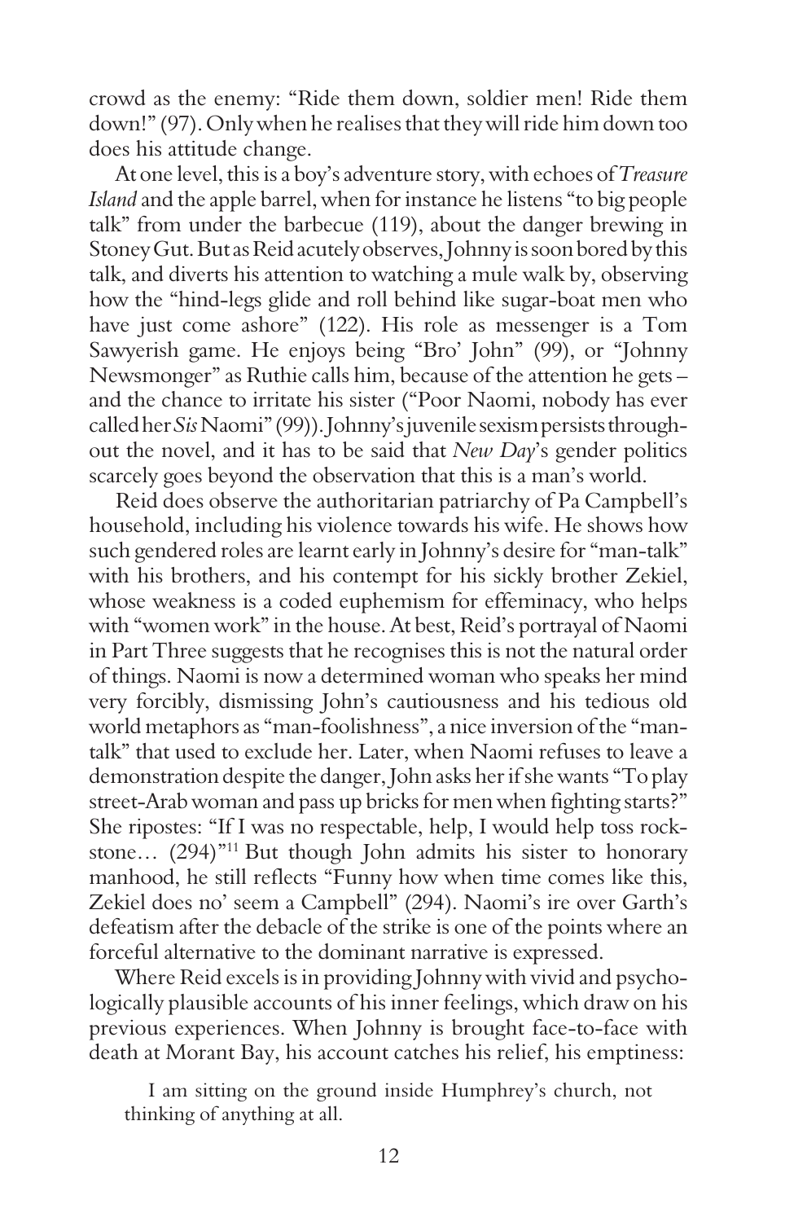crowd as the enemy: "Ride them down, soldier men! Ride them down!" (97). Only when he realises that they will ride him down too does his attitude change.

At one level, this is a boy's adventure story, with echoes of *Treasure Island* and the apple barrel, when for instance he listens "to big people talk" from under the barbecue (119), about the danger brewing in Stoney Gut. But as Reid acutely observes, Johnny is soon bored by this talk, and diverts his attention to watching a mule walk by, observing how the "hind-legs glide and roll behind like sugar-boat men who have just come ashore" (122). His role as messenger is a Tom Sawyerish game. He enjoys being "Bro' John" (99), or "Johnny Newsmonger" as Ruthie calls him, because of the attention he gets – and the chance to irritate his sister ("Poor Naomi, nobody has ever called her *Sis* Naomi" (99)). Johnny's juvenile sexism persists throughout the novel, and it has to be said that *New Day*'s gender politics scarcely goes beyond the observation that this is a man's world.

Reid does observe the authoritarian patriarchy of Pa Campbell's household, including his violence towards his wife. He shows how such gendered roles are learnt early in Johnny's desire for "man-talk" with his brothers, and his contempt for his sickly brother Zekiel, whose weakness is a coded euphemism for effeminacy, who helps with "women work" in the house. At best, Reid's portrayal of Naomi in Part Three suggests that he recognises this is not the natural order of things. Naomi is now a determined woman who speaks her mind very forcibly, dismissing John's cautiousness and his tedious old world metaphors as "man-foolishness", a nice inversion of the "man-talk" that used to exclude her. Later, when Naomi refuses to leave a demonstration despite the danger, John asks her if she wants "To play street-Arab woman and pass up bricks for men when fighting starts?" She ripostes: "If I was no respectable, help, I would help toss rock-stone… (294)"[11] But though John admits his sister to honorary manhood, he still reflects "Funny how when time comes like this, Zekiel does no' seem a Campbell" (294). Naomi's ire over Garth's defeatism after the debacle of the strike is one of the points where an forceful alternative to the dominant narrative is expressed.

Where Reid excels is in providing Johnny with vivid and psychologically plausible accounts of his inner feelings, which draw on his previous experiences. When Johnny is brought face-to-face with death at Morant Bay, his account catches his relief, his emptiness:

> I am sitting on the ground inside Humphrey's church, not thinking of anything at all.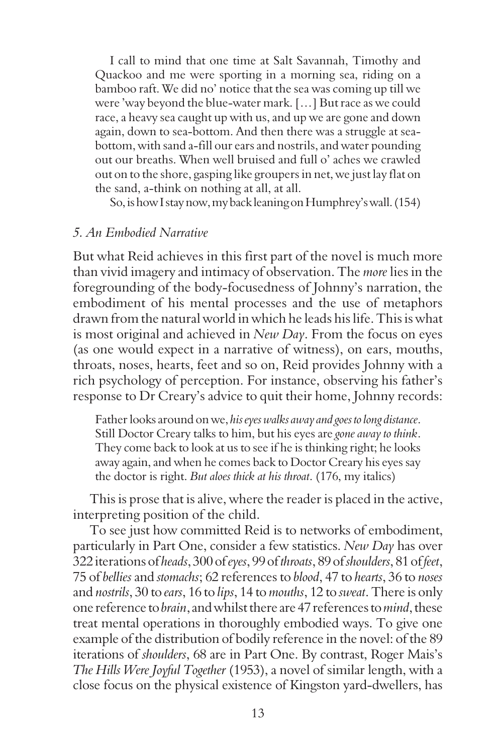> I call to mind that one time at Salt Savannah, Timothy and Quackoo and me were sporting in a morning sea, riding on a bamboo raft. We did no' notice that the sea was coming up till we were 'way beyond the blue-water mark. […] But race as we could race, a heavy sea caught up with us, and up we are gone and down again, down to sea-bottom. And then there was a struggle at sea-bottom, with sand a-fill our ears and nostrils, and water pounding out our breaths. When well bruised and full o' aches we crawled out on to the shore, gasping like groupers in net, we just lay flat on the sand, a-think on nothing at all, at all.
>
> So, is how I stay now, my back leaning on Humphrey's wall. (154)

### *5. An Embodied Narrative*

But what Reid achieves in this first part of the novel is much more than vivid imagery and intimacy of observation. The *more* lies in the foregrounding of the body-focusedness of Johnny's narration, the embodiment of his mental processes and the use of metaphors drawn from the natural world in which he leads his life. This is what is most original and achieved in *New Day*. From the focus on eyes (as one would expect in a narrative of witness), on ears, mouths, throats, noses, hearts, feet and so on, Reid provides Johnny with a rich psychology of perception. For instance, observing his father's response to Dr Creary's advice to quit their home, Johnny records:

> Father looks around on we, *his eyes walks away and goes to long distance*. Still Doctor Creary talks to him, but his eyes are *gone away to think*. They come back to look at us to see if he is thinking right; he looks away again, and when he comes back to Doctor Creary his eyes say the doctor is right. *But aloes thick at his throat*. (176, my italics)

This is prose that is alive, where the reader is placed in the active, interpreting position of the child.

To see just how committed Reid is to networks of embodiment, particularly in Part One, consider a few statistics. *New Day* has over 322 iterations of *heads*, 300 of *eyes*, 99 of *throats*, 89 of *shoulders*, 81 of *feet*, 75 of *bellies* and *stomachs*; 62 references to *blood*, 47 to *hearts*, 36 to *noses* and *nostrils*, 30 to *ears*, 16 to *lips*, 14 to *mouths*, 12 to *sweat*. There is only one reference to *brain*, and whilst there are 47 references to *mind*, these treat mental operations in thoroughly embodied ways. To give one example of the distribution of bodily reference in the novel: of the 89 iterations of *shoulders*, 68 are in Part One. By contrast, Roger Mais's *The Hills Were Joyful Together* (1953), a novel of similar length, with a close focus on the physical existence of Kingston yard-dwellers, has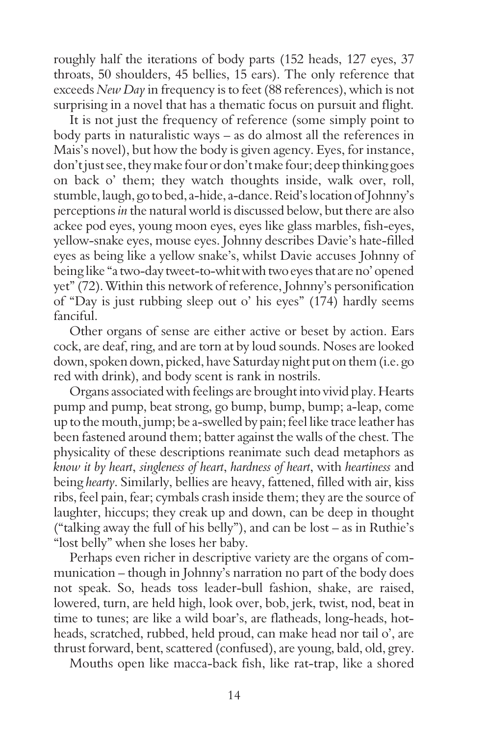roughly half the iterations of body parts (152 heads, 127 eyes, 37 throats, 50 shoulders, 45 bellies, 15 ears). The only reference that exceeds *New Day* in frequency is to feet (88 references), which is not surprising in a novel that has a thematic focus on pursuit and flight.

It is not just the frequency of reference (some simply point to body parts in naturalistic ways – as do almost all the references in Mais's novel), but how the body is given agency. Eyes, for instance, don't just see, they make four or don't make four; deep thinking goes on back o' them; they watch thoughts inside, walk over, roll, stumble, laugh, go to bed, a-hide, a-dance. Reid's location of Johnny's perceptions *in* the natural world is discussed below, but there are also ackee pod eyes, young moon eyes, eyes like glass marbles, fish-eyes, yellow-snake eyes, mouse eyes. Johnny describes Davie's hate-filled eyes as being like a yellow snake's, whilst Davie accuses Johnny of being like "a two-day tweet-to-whit with two eyes that are no' opened yet" (72). Within this network of reference, Johnny's personification of "Day is just rubbing sleep out o' his eyes" (174) hardly seems fanciful.

Other organs of sense are either active or beset by action. Ears cock, are deaf, ring, and are torn at by loud sounds. Noses are looked down, spoken down, picked, have Saturday night put on them (i.e. go red with drink), and body scent is rank in nostrils.

Organs associated with feelings are brought into vivid play. Hearts pump and pump, beat strong, go bump, bump, bump; a-leap, come up to the mouth, jump; be a-swelled by pain; feel like trace leather has been fastened around them; batter against the walls of the chest. The physicality of these descriptions reanimate such dead metaphors as *know it by heart*, *singleness of heart*, *hardness of heart*, with *heartiness* and being *hearty*. Similarly, bellies are heavy, fattened, filled with air, kiss ribs, feel pain, fear; cymbals crash inside them; they are the source of laughter, hiccups; they creak up and down, can be deep in thought ("talking away the full of his belly"), and can be lost – as in Ruthie's "lost belly" when she loses her baby.

Perhaps even richer in descriptive variety are the organs of communication – though in Johnny's narration no part of the body does not speak. So, heads toss leader-bull fashion, shake, are raised, lowered, turn, are held high, look over, bob, jerk, twist, nod, beat in time to tunes; are like a wild boar's, are flatheads, long-heads, hot-heads, scratched, rubbed, held proud, can make head nor tail o', are thrust forward, bent, scattered (confused), are young, bald, old, grey.

Mouths open like macca-back fish, like rat-trap, like a shored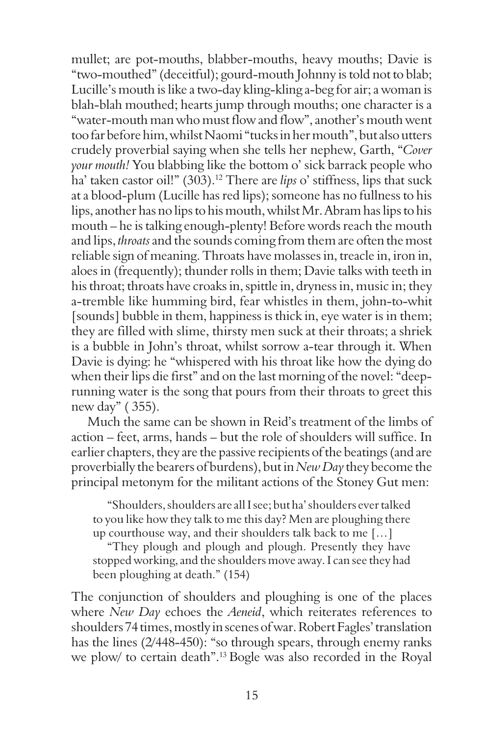mullet; are pot-mouths, blabber-mouths, heavy mouths; Davie is "two-mouthed" (deceitful); gourd-mouth Johnny is told not to blab; Lucille's mouth is like a two-day kling-kling a-beg for air; a woman is blah-blah mouthed; hearts jump through mouths; one character is a "water-mouth man who must flow and flow", another's mouth went too far before him, whilst Naomi "tucks in her mouth", but also utters crudely proverbial saying when she tells her nephew, Garth, "*Cover your mouth!* You blabbing like the bottom o' sick barrack people who ha' taken castor oil!" (303).[12] There are *lips* o' stiffness, lips that suck at a blood-plum (Lucille has red lips); someone has no fullness to his lips, another has no lips to his mouth, whilst Mr. Abram has lips to his mouth – he is talking enough-plenty! Before words reach the mouth and lips, *throats* and the sounds coming from them are often the most reliable sign of meaning. Throats have molasses in, treacle in, iron in, aloes in (frequently); thunder rolls in them; Davie talks with teeth in his throat; throats have croaks in, spittle in, dryness in, music in; they a-tremble like humming bird, fear whistles in them, john-to-whit [sounds] bubble in them, happiness is thick in, eye water is in them; they are filled with slime, thirsty men suck at their throats; a shriek is a bubble in John's throat, whilst sorrow a-tear through it. When Davie is dying: he "whispered with his throat like how the dying do when their lips die first" and on the last morning of the novel: "deep-running water is the song that pours from their throats to greet this new day" ( 355).

Much the same can be shown in Reid's treatment of the limbs of action – feet, arms, hands – but the role of shoulders will suffice. In earlier chapters, they are the passive recipients of the beatings (and are proverbially the bearers of burdens), but in *New Day* they become the principal metonym for the militant actions of the Stoney Gut men:

> "Shoulders, shoulders are all I see; but ha' shoulders ever talked to you like how they talk to me this day? Men are ploughing there up courthouse way, and their shoulders talk back to me […]
>
> "They plough and plough and plough. Presently they have stopped working, and the shoulders move away. I can see they had been ploughing at death." (154)

The conjunction of shoulders and ploughing is one of the places where *New Day* echoes the *Aeneid*, which reiterates references to shoulders 74 times, mostly in scenes of war. Robert Fagles' translation has the lines (2/448-450): "so through spears, through enemy ranks we plow/ to certain death".[13] Bogle was also recorded in the Royal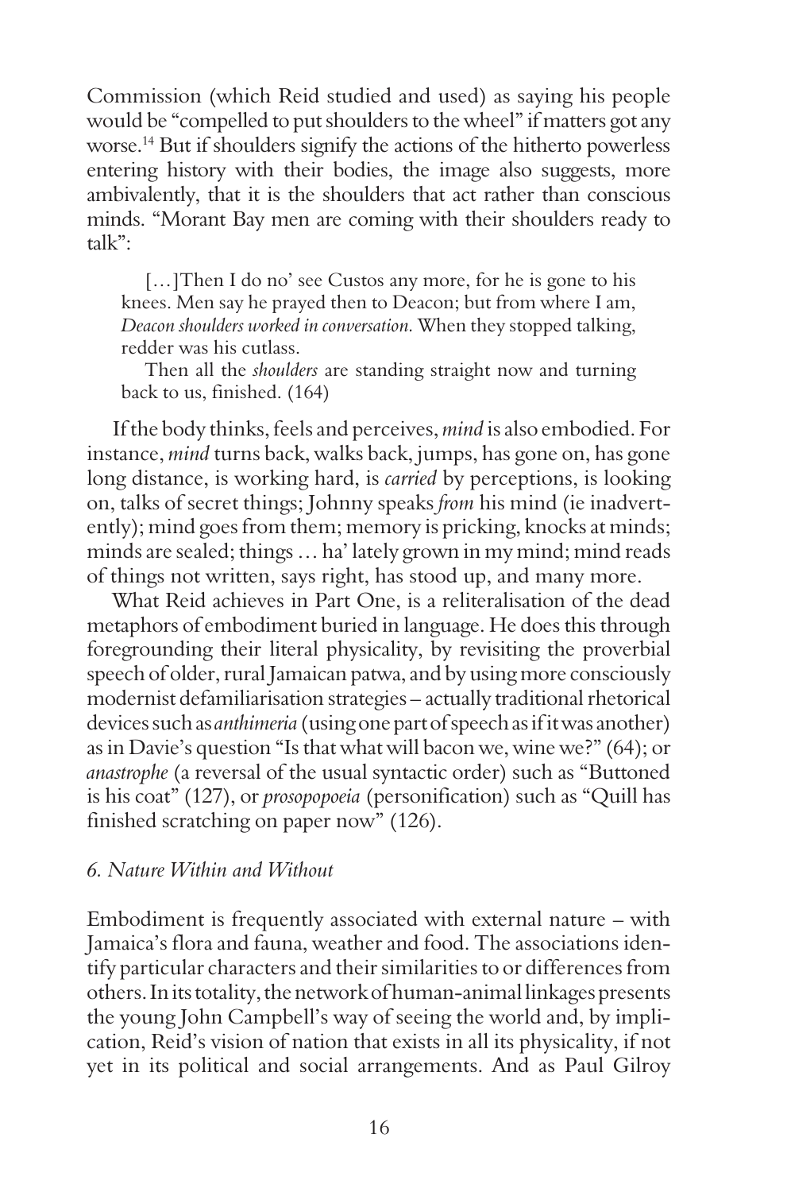Commission (which Reid studied and used) as saying his people would be "compelled to put shoulders to the wheel" if matters got any worse.[14] But if shoulders signify the actions of the hitherto powerless entering history with their bodies, the image also suggests, more ambivalently, that it is the shoulders that act rather than conscious minds. "Morant Bay men are coming with their shoulders ready to talk":

> […]Then I do no' see Custos any more, for he is gone to his knees. Men say he prayed then to Deacon; but from where I am, *Deacon shoulders worked in conversation*. When they stopped talking, redder was his cutlass.
>
> Then all the *shoulders* are standing straight now and turning back to us, finished. (164)

If the body thinks, feels and perceives, *mind* is also embodied. For instance, *mind* turns back, walks back, jumps, has gone on, has gone long distance, is working hard, is *carried* by perceptions, is looking on, talks of secret things; Johnny speaks *from* his mind (ie inadvertently); mind goes from them; memory is pricking, knocks at minds; minds are sealed; things … ha' lately grown in my mind; mind reads of things not written, says right, has stood up, and many more.

What Reid achieves in Part One, is a reliteralisation of the dead metaphors of embodiment buried in language. He does this through foregrounding their literal physicality, by revisiting the proverbial speech of older, rural Jamaican patwa, and by using more consciously modernist defamiliarisation strategies – actually traditional rhetorical devices such as *anthimeria* (using one part of speech as if it was another) as in Davie's question "Is that what will bacon we, wine we?" (64); or *anastrophe* (a reversal of the usual syntactic order) such as "Buttoned is his coat" (127), or *prosopopoeia* (personification) such as "Quill has finished scratching on paper now" (126).

### *6. Nature Within and Without*

Embodiment is frequently associated with external nature – with Jamaica's flora and fauna, weather and food. The associations identify particular characters and their similarities to or differences from others. In its totality, the network of human-animal linkages presents the young John Campbell's way of seeing the world and, by implication, Reid's vision of nation that exists in all its physicality, if not yet in its political and social arrangements. And as Paul Gilroy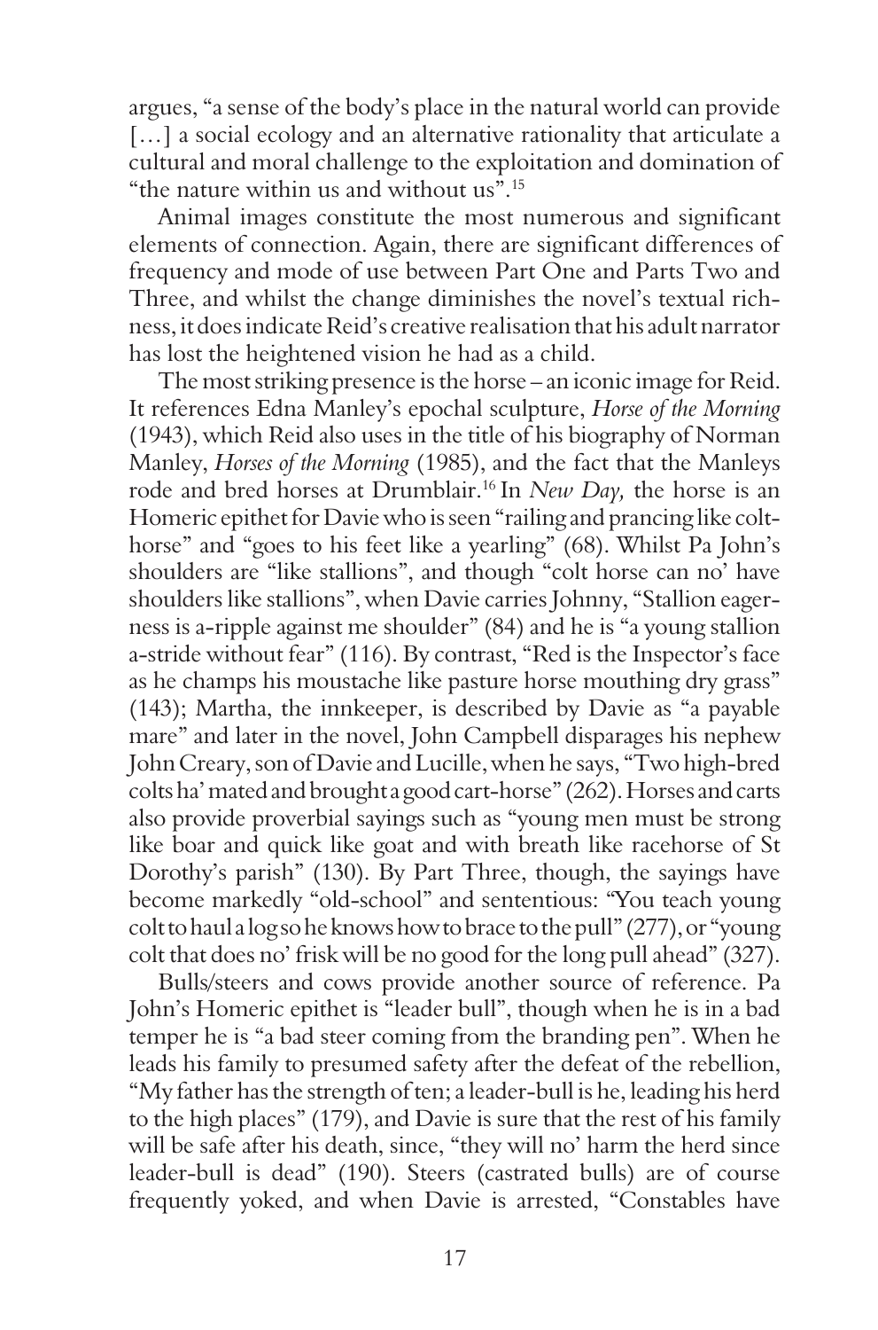argues, "a sense of the body's place in the natural world can provide […] a social ecology and an alternative rationality that articulate a cultural and moral challenge to the exploitation and domination of "the nature within us and without us".[15]

Animal images constitute the most numerous and significant elements of connection. Again, there are significant differences of frequency and mode of use between Part One and Parts Two and Three, and whilst the change diminishes the novel's textual richness, it does indicate Reid's creative realisation that his adult narrator has lost the heightened vision he had as a child.

The most striking presence is the horse – an iconic image for Reid. It references Edna Manley's epochal sculpture, *Horse of the Morning* (1943), which Reid also uses in the title of his biography of Norman Manley, *Horses of the Morning* (1985), and the fact that the Manleys rode and bred horses at Drumblair.[16] In *New Day,* the horse is an Homeric epithet for Davie who is seen "railing and prancing like colt-horse" and "goes to his feet like a yearling" (68). Whilst Pa John's shoulders are "like stallions", and though "colt horse can no' have shoulders like stallions", when Davie carries Johnny, "Stallion eagerness is a-ripple against me shoulder" (84) and he is "a young stallion a-stride without fear" (116). By contrast, "Red is the Inspector's face as he champs his moustache like pasture horse mouthing dry grass" (143); Martha, the innkeeper, is described by Davie as "a payable mare" and later in the novel, John Campbell disparages his nephew John Creary, son of Davie and Lucille, when he says, "Two high-bred colts ha' mated and brought a good cart-horse" (262). Horses and carts also provide proverbial sayings such as "young men must be strong like boar and quick like goat and with breath like racehorse of St Dorothy's parish" (130). By Part Three, though, the sayings have become markedly "old-school" and sententious: "You teach young colt to haul a log so he knows how to brace to the pull" (277), or "young colt that does no' frisk will be no good for the long pull ahead" (327).

Bulls/steers and cows provide another source of reference. Pa John's Homeric epithet is "leader bull", though when he is in a bad temper he is "a bad steer coming from the branding pen". When he leads his family to presumed safety after the defeat of the rebellion, "My father has the strength of ten; a leader-bull is he, leading his herd to the high places" (179), and Davie is sure that the rest of his family will be safe after his death, since, "they will no' harm the herd since leader-bull is dead" (190). Steers (castrated bulls) are of course frequently yoked, and when Davie is arrested, "Constables have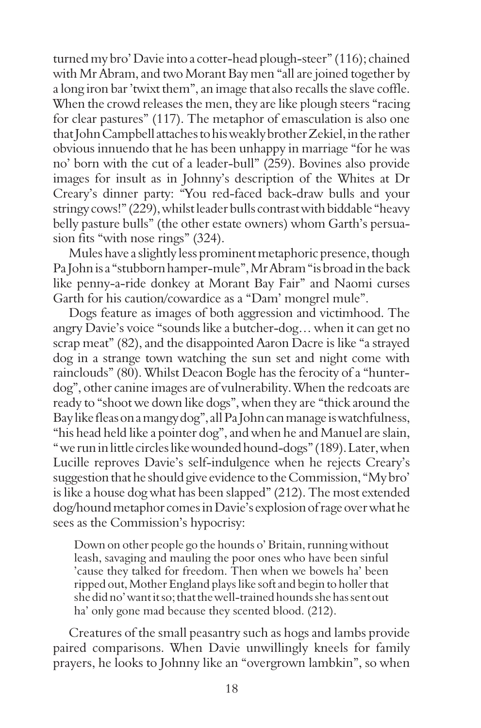turned my bro' Davie into a cotter-head plough-steer" (116); chained with Mr Abram, and two Morant Bay men "all are joined together by a long iron bar 'twixt them", an image that also recalls the slave coffle. When the crowd releases the men, they are like plough steers "racing for clear pastures" (117). The metaphor of emasculation is also one that John Campbell attaches to his weakly brother Zekiel, in the rather obvious innuendo that he has been unhappy in marriage "for he was no' born with the cut of a leader-bull" (259). Bovines also provide images for insult as in Johnny's description of the Whites at Dr Creary's dinner party: "You red-faced back-draw bulls and your stringy cows!" (229), whilst leader bulls contrast with biddable "heavy belly pasture bulls" (the other estate owners) whom Garth's persuasion fits "with nose rings" (324).

Mules have a slightly less prominent metaphoric presence, though Pa John is a "stubborn hamper-mule", Mr Abram "is broad in the back like penny-a-ride donkey at Morant Bay Fair" and Naomi curses Garth for his caution/cowardice as a "Dam' mongrel mule".

Dogs feature as images of both aggression and victimhood. The angry Davie's voice "sounds like a butcher-dog… when it can get no scrap meat" (82), and the disappointed Aaron Dacre is like "a strayed dog in a strange town watching the sun set and night come with rainclouds" (80). Whilst Deacon Bogle has the ferocity of a "hunter-dog", other canine images are of vulnerability. When the redcoats are ready to "shoot we down like dogs", when they are "thick around the Bay like fleas on a mangy dog", all Pa John can manage is watchfulness, "his head held like a pointer dog", and when he and Manuel are slain, "we run in little circles like wounded hound-dogs" (189). Later, when Lucille reproves Davie's self-indulgence when he rejects Creary's suggestion that he should give evidence to the Commission, "My bro' is like a house dog what has been slapped" (212). The most extended dog/hound metaphor comes in Davie's explosion of rage over what he sees as the Commission's hypocrisy:

> Down on other people go the hounds o' Britain, running without leash, savaging and mauling the poor ones who have been sinful 'cause they talked for freedom. Then when we bowels ha' been ripped out, Mother England plays like soft and begin to holler that she did no' want it so; that the well-trained hounds she has sent out ha' only gone mad because they scented blood. (212).

Creatures of the small peasantry such as hogs and lambs provide paired comparisons. When Davie unwillingly kneels for family prayers, he looks to Johnny like an "overgrown lambkin", so when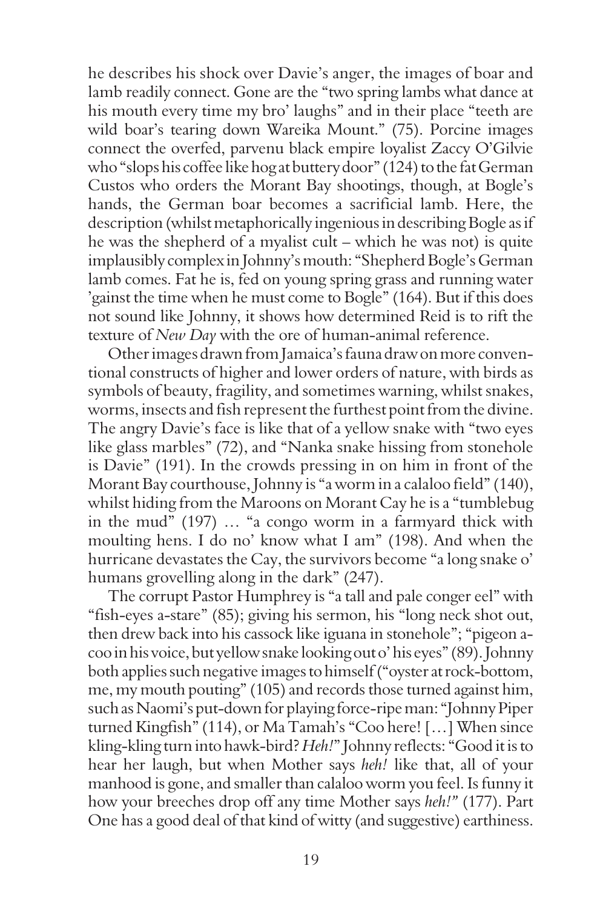he describes his shock over Davie's anger, the images of boar and lamb readily connect. Gone are the "two spring lambs what dance at his mouth every time my bro' laughs" and in their place "teeth are wild boar's tearing down Wareika Mount." (75). Porcine images connect the overfed, parvenu black empire loyalist Zaccy O'Gilvie who "slops his coffee like hog at buttery door" (124) to the fat German Custos who orders the Morant Bay shootings, though, at Bogle's hands, the German boar becomes a sacrificial lamb. Here, the description (whilst metaphorically ingenious in describing Bogle as if he was the shepherd of a myalist cult – which he was not) is quite implausibly complex in Johnny's mouth: "Shepherd Bogle's German lamb comes. Fat he is, fed on young spring grass and running water 'gainst the time when he must come to Bogle" (164). But if this does not sound like Johnny, it shows how determined Reid is to rift the texture of *New Day* with the ore of human-animal reference.

Other images drawn from Jamaica's fauna draw on more conventional constructs of higher and lower orders of nature, with birds as symbols of beauty, fragility, and sometimes warning, whilst snakes, worms, insects and fish represent the furthest point from the divine. The angry Davie's face is like that of a yellow snake with "two eyes like glass marbles" (72), and "Nanka snake hissing from stonehole is Davie" (191). In the crowds pressing in on him in front of the Morant Bay courthouse, Johnny is "a worm in a calaloo field" (140), whilst hiding from the Maroons on Morant Cay he is a "tumblebug in the mud" (197) … "a congo worm in a farmyard thick with moulting hens. I do no' know what I am" (198). And when the hurricane devastates the Cay, the survivors become "a long snake o' humans grovelling along in the dark" (247).

The corrupt Pastor Humphrey is "a tall and pale conger eel" with "fish-eyes a-stare" (85); giving his sermon, his "long neck shot out, then drew back into his cassock like iguana in stonehole"; "pigeon a-coo in his voice, but yellow snake looking out o' his eyes" (89). Johnny both applies such negative images to himself ("oyster at rock-bottom, me, my mouth pouting" (105) and records those turned against him, such as Naomi's put-down for playing force-ripe man: "Johnny Piper turned Kingfish" (114), or Ma Tamah's "Coo here! […] When since kling-kling turn into hawk-bird? *Heh!*" Johnny reflects: "Good it is to hear her laugh, but when Mother says *heh!* like that, all of your manhood is gone, and smaller than calaloo worm you feel. Is funny it how your breeches drop off any time Mother says *heh!*" (177). Part One has a good deal of that kind of witty (and suggestive) earthiness.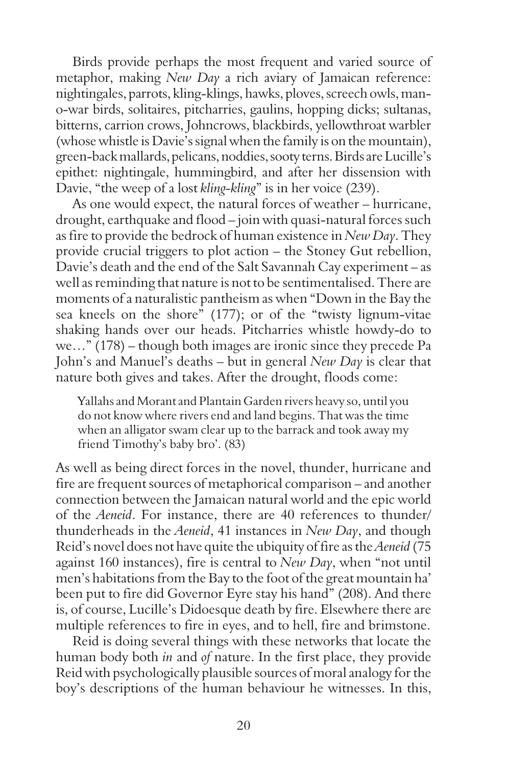Birds provide perhaps the most frequent and varied source of metaphor, making *New Day* a rich aviary of Jamaican reference: nightingales, parrots, kling-klings, hawks, ploves, screech owls, man-o-war birds, solitaires, pitcharries, gaulins, hopping dicks; sultanas, bitterns, carrion crows, Johncrows, blackbirds, yellowthroat warbler (whose whistle is Davie's signal when the family is on the mountain), green-back mallards, pelicans, noddies, sooty terns. Birds are Lucille's epithet: nightingale, hummingbird, and after her dissension with Davie, "the weep of a lost *kling-kling*" is in her voice (239).

As one would expect, the natural forces of weather – hurricane, drought, earthquake and flood – join with quasi-natural forces such as fire to provide the bedrock of human existence in *New Day*. They provide crucial triggers to plot action – the Stoney Gut rebellion, Davie's death and the end of the Salt Savannah Cay experiment – as well as reminding that nature is not to be sentimentalised. There are moments of a naturalistic pantheism as when "Down in the Bay the sea kneels on the shore" (177); or of the "twisty lignum-vitae shaking hands over our heads. Pitcharries whistle howdy-do to we…" (178) – though both images are ironic since they precede Pa John's and Manuel's deaths – but in general *New Day* is clear that nature both gives and takes. After the drought, floods come:

> Yallahs and Morant and Plantain Garden rivers heavy so, until you do not know where rivers end and land begins. That was the time when an alligator swam clear up to the barrack and took away my friend Timothy's baby bro'. (83)

As well as being direct forces in the novel, thunder, hurricane and fire are frequent sources of metaphorical comparison – and another connection between the Jamaican natural world and the epic world of the *Aeneid*. For instance, there are 40 references to thunder/thunderheads in the *Aeneid*, 41 instances in *New Day*, and though Reid's novel does not have quite the ubiquity of fire as the *Aeneid* (75 against 160 instances), fire is central to *New Day*, when "not until men's habitations from the Bay to the foot of the great mountain ha' been put to fire did Governor Eyre stay his hand" (208). And there is, of course, Lucille's Didoesque death by fire. Elsewhere there are multiple references to fire in eyes, and to hell, fire and brimstone.

Reid is doing several things with these networks that locate the human body both *in* and *of* nature. In the first place, they provide Reid with psychologically plausible sources of moral analogy for the boy's descriptions of the human behaviour he witnesses. In this,